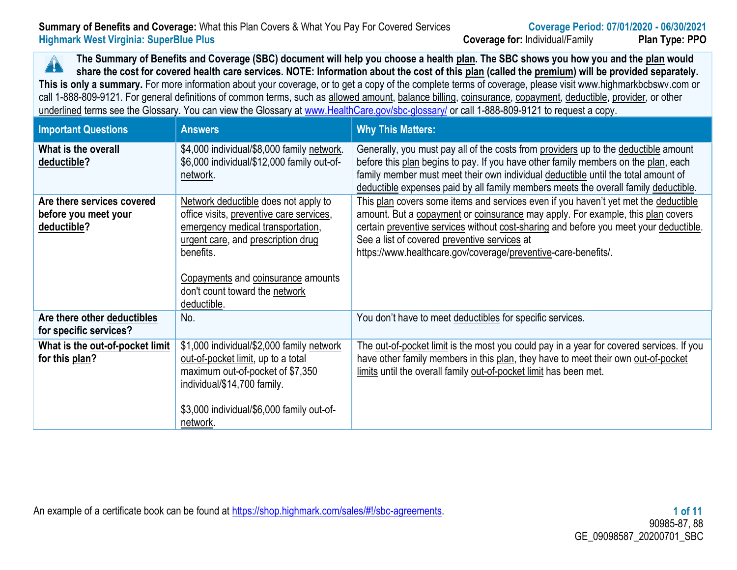**Summary of Benefits and Coverage:** What this Plan Covers & What You Pay For Covered Services
**Highmark West Virginia: SuperBlue Plus**

**Coverage Period: 07/01/2020 - 06/30/2021**
**Coverage for:** Individual/Family **Plan Type: PPO**

**The Summary of Benefits and Coverage (SBC) document will help you choose a health plan. The SBC shows you how you and the plan would share the cost for covered health care services. NOTE: Information about the cost of this plan (called the premium) will be provided separately. This is only a summary.** For more information about your coverage, or to get a copy of the complete terms of coverage, please visit www.highmarkbcbswv.com or call 1-888-809-9121. For general definitions of common terms, such as allowed amount, balance billing, coinsurance, copayment, deductible, provider, or other underlined terms see the Glossary. You can view the Glossary at www.HealthCare.gov/sbc-glossary/ or call 1-888-809-9121 to request a copy.

| Important Questions | Answers | Why This Matters: |
|---|---|---|
| **What is the overall deductible?** | $4,000 individual/$8,000 family network. $6,000 individual/$12,000 family out-of-network. | Generally, you must pay all of the costs from providers up to the deductible amount before this plan begins to pay. If you have other family members on the plan, each family member must meet their own individual deductible until the total amount of deductible expenses paid by all family members meets the overall family deductible. |
| **Are there services covered before you meet your deductible?** | Network deductible does not apply to office visits, preventive care services, emergency medical transportation, urgent care, and prescription drug benefits.<br><br>Copayments and coinsurance amounts don't count toward the network deductible. | This plan covers some items and services even if you haven't yet met the deductible amount. But a copayment or coinsurance may apply. For example, this plan covers certain preventive services without cost-sharing and before you meet your deductible. See a list of covered preventive services at https://www.healthcare.gov/coverage/preventive-care-benefits/. |
| **Are there other deductibles for specific services?** | No. | You don't have to meet deductibles for specific services. |
| **What is the out-of-pocket limit for this plan?** | $1,000 individual/$2,000 family network out-of-pocket limit, up to a total maximum out-of-pocket of $7,350 individual/$14,700 family.<br><br>$3,000 individual/$6,000 family out-of-network. | The out-of-pocket limit is the most you could pay in a year for covered services. If you have other family members in this plan, they have to meet their own out-of-pocket limits until the overall family out-of-pocket limit has been met. |

An example of a certificate book can be found at https://shop.highmark.com/sales/#!/sbc-agreements.

90985-87, 88
GE_09098587_20200701_SBC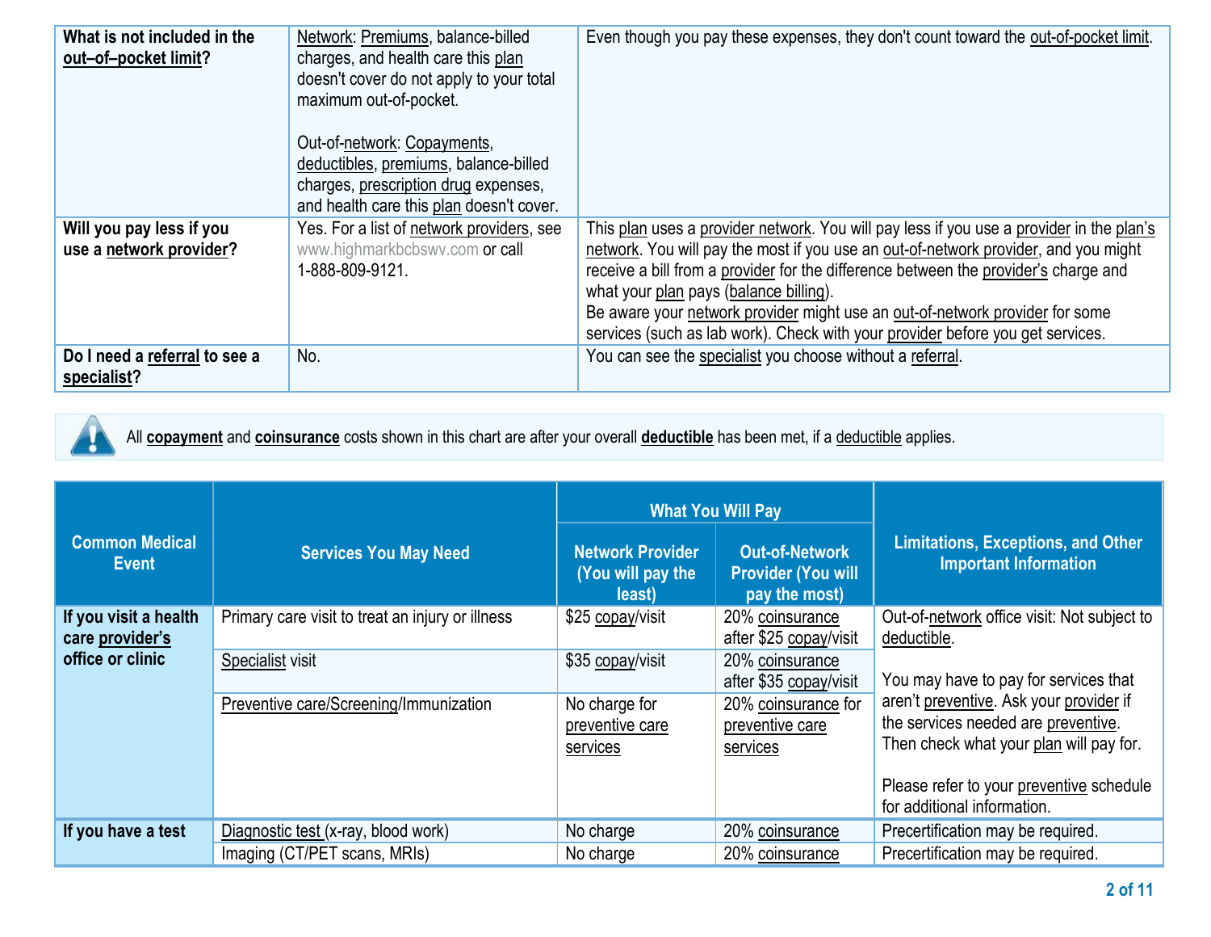| | | |
|---|---|---|
| **What is not included in the out–of–pocket limit?** | Network: Premiums, balance-billed charges, and health care this plan doesn't cover do not apply to your total maximum out-of-pocket.<br><br>Out-of-network: Copayments, deductibles, premiums, balance-billed charges, prescription drug expenses, and health care this plan doesn't cover. | Even though you pay these expenses, they don't count toward the out-of-pocket limit. |
| **Will you pay less if you use a network provider?** | Yes. For a list of network providers, see www.highmarkbcbswv.com or call 1-888-809-9121. | This plan uses a provider network. You will pay less if you use a provider in the plan's network. You will pay the most if you use an out-of-network provider, and you might receive a bill from a provider for the difference between the provider's charge and what your plan pays (balance billing).<br>Be aware your network provider might use an out-of-network provider for some services (such as lab work). Check with your provider before you get services. |
| **Do I need a referral to see a specialist?** | No. | You can see the specialist you choose without a referral. |

All **copayment** and **coinsurance** costs shown in this chart are after your overall **deductible** has been met, if a deductible applies.

| Common Medical Event | Services You May Need | What You Will Pay | | Limitations, Exceptions, and Other Important Information |
|---|---|---|---|---|
| | | Network Provider (You will pay the least) | Out-of-Network Provider (You will pay the most) | |
| **If you visit a health care provider's office or clinic** | Primary care visit to treat an injury or illness | $25 copay/visit | 20% coinsurance after $25 copay/visit | Out-of-network office visit: Not subject to deductible.<br><br>You may have to pay for services that aren't preventive. Ask your provider if the services needed are preventive. Then check what your plan will pay for.<br><br>Please refer to your preventive schedule for additional information. |
| | Specialist visit | $35 copay/visit | 20% coinsurance after $35 copay/visit | |
| | Preventive care/Screening/Immunization | No charge for preventive care services | 20% coinsurance for preventive care services | |
| **If you have a test** | Diagnostic test (x-ray, blood work) | No charge | 20% coinsurance | Precertification may be required. |
| | Imaging (CT/PET scans, MRIs) | No charge | 20% coinsurance | Precertification may be required. |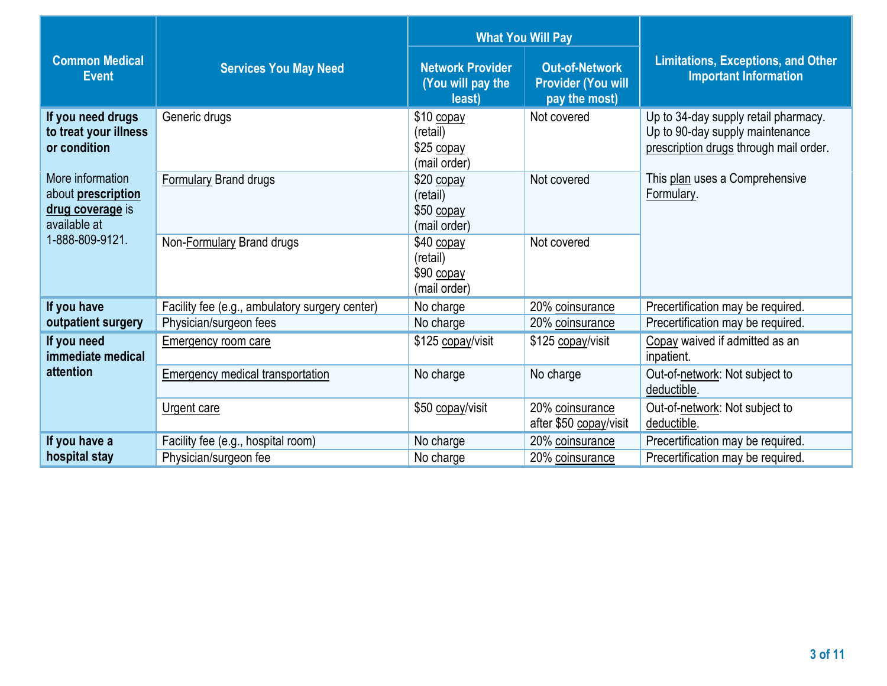| Common Medical Event | Services You May Need | What You Will Pay | | Limitations, Exceptions, and Other Important Information |
|---|---|---|---|---|
| | | Network Provider (You will pay the least) | Out-of-Network Provider (You will pay the most) | |
| **If you need drugs to treat your illness or condition** More information about **prescription drug coverage** is available at 1-888-809-9121. | Generic drugs | $10 copay (retail) $25 copay (mail order) | Not covered | Up to 34-day supply retail pharmacy. Up to 90-day supply maintenance prescription drugs through mail order. This plan uses a Comprehensive Formulary. |
| | Formulary Brand drugs | $20 copay (retail) $50 copay (mail order) | Not covered | |
| | Non-Formulary Brand drugs | $40 copay (retail) $90 copay (mail order) | Not covered | |
| **If you have outpatient surgery** | Facility fee (e.g., ambulatory surgery center) | No charge | 20% coinsurance | Precertification may be required. |
| | Physician/surgeon fees | No charge | 20% coinsurance | Precertification may be required. |
| **If you need immediate medical attention** | Emergency room care | $125 copay/visit | $125 copay/visit | Copay waived if admitted as an inpatient. |
| | Emergency medical transportation | No charge | No charge | Out-of-network: Not subject to deductible. |
| | Urgent care | $50 copay/visit | 20% coinsurance after $50 copay/visit | Out-of-network: Not subject to deductible. |
| **If you have a hospital stay** | Facility fee (e.g., hospital room) | No charge | 20% coinsurance | Precertification may be required. |
| | Physician/surgeon fee | No charge | 20% coinsurance | Precertification may be required. |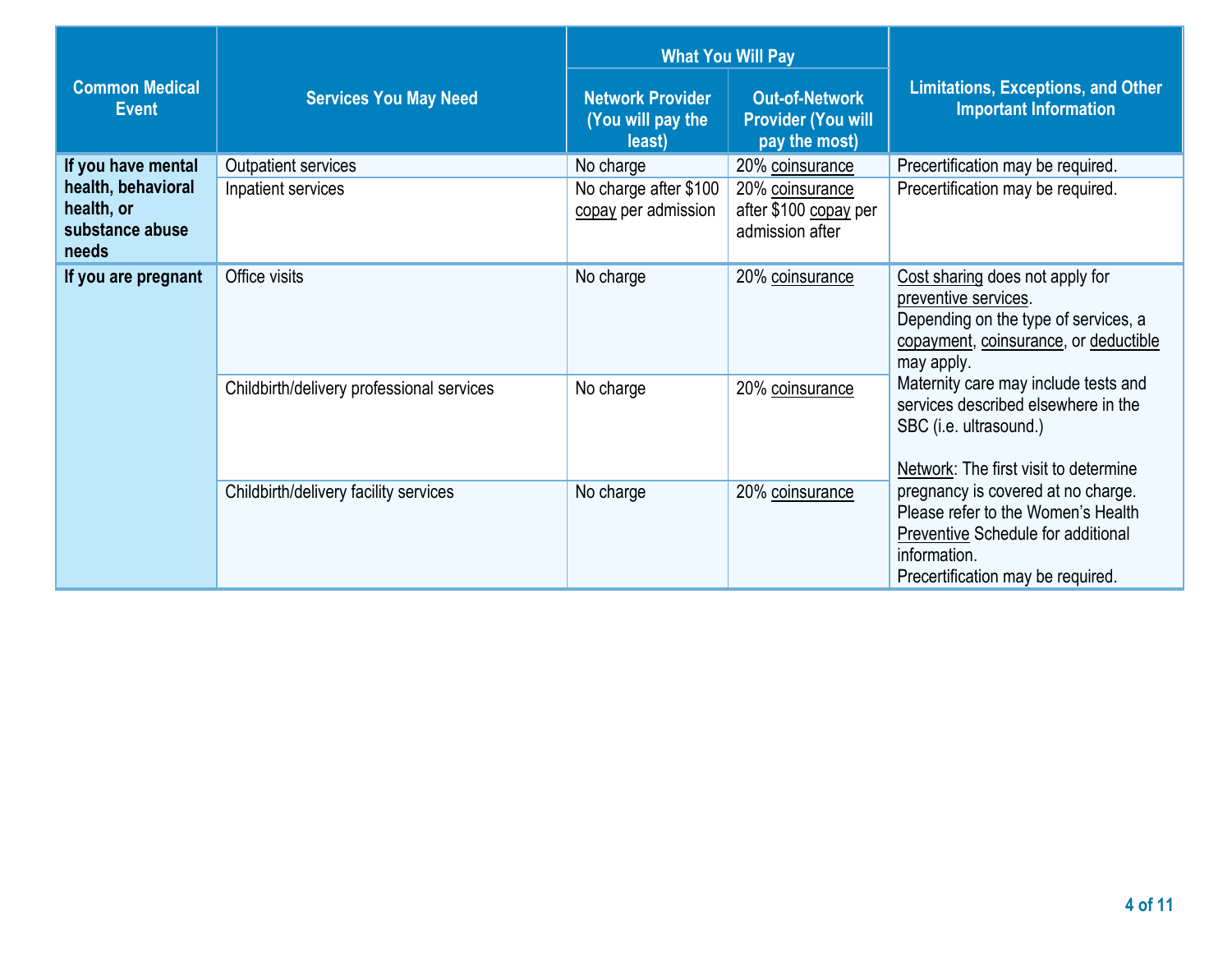| Common Medical Event | Services You May Need | What You Will Pay | | Limitations, Exceptions, and Other Important Information |
|---|---|---|---|---|
| | | Network Provider (You will pay the least) | Out-of-Network Provider (You will pay the most) | |
| **If you have mental health, behavioral health, or substance abuse needs** | Outpatient services | No charge | 20% coinsurance | Precertification may be required. |
| | Inpatient services | No charge after $100 copay per admission | 20% coinsurance after $100 copay per admission after | Precertification may be required. |
| **If you are pregnant** | Office visits | No charge | 20% coinsurance | Cost sharing does not apply for preventive services.<br>Depending on the type of services, a copayment, coinsurance, or deductible may apply.<br>Maternity care may include tests and services described elsewhere in the SBC (i.e. ultrasound.)<br><br>Network: The first visit to determine pregnancy is covered at no charge. Please refer to the Women's Health Preventive Schedule for additional information.<br>Precertification may be required. |
| | Childbirth/delivery professional services | No charge | 20% coinsurance | |
| | Childbirth/delivery facility services | No charge | 20% coinsurance | |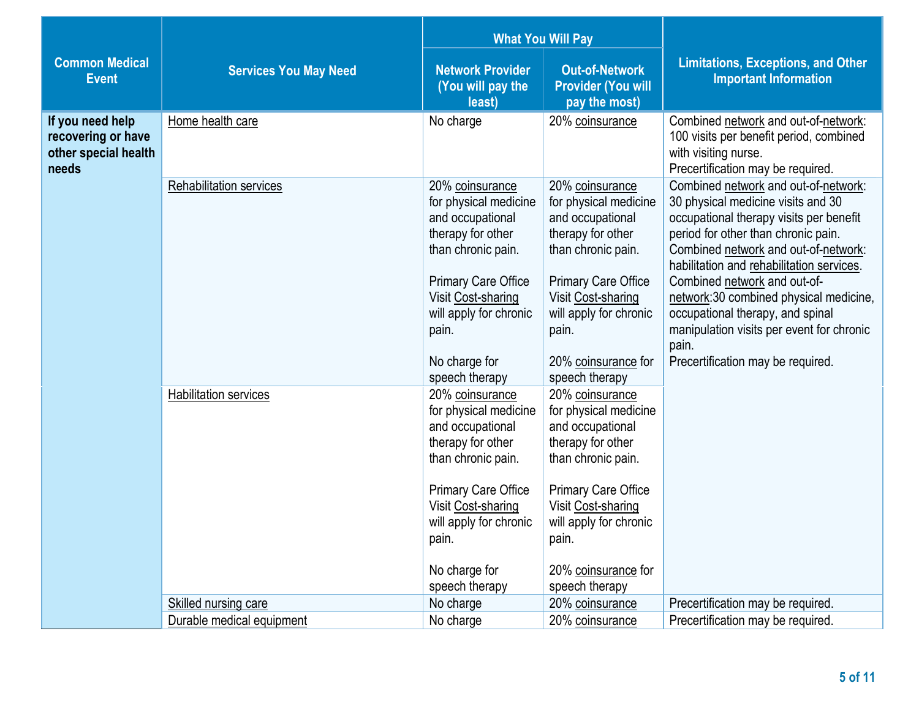| Common Medical Event | Services You May Need | What You Will Pay | | Limitations, Exceptions, and Other Important Information |
|---|---|---|---|---|
| | | Network Provider (You will pay the least) | Out-of-Network Provider (You will pay the most) | |
| If you need help recovering or have other special health needs | Home health care | No charge | 20% coinsurance | Combined network and out-of-network: 100 visits per benefit period, combined with visiting nurse. Precertification may be required. |
| | Rehabilitation services | 20% coinsurance for physical medicine and occupational therapy for other than chronic pain. Primary Care Office Visit Cost-sharing will apply for chronic pain. No charge for speech therapy | 20% coinsurance for physical medicine and occupational therapy for other than chronic pain. Primary Care Office Visit Cost-sharing will apply for chronic pain. 20% coinsurance for speech therapy | Combined network and out-of-network: 30 physical medicine visits and 30 occupational therapy visits per benefit period for other than chronic pain. Combined network and out-of-network: habilitation and rehabilitation services. Combined network and out-of-network:30 combined physical medicine, occupational therapy, and spinal manipulation visits per event for chronic pain. Precertification may be required. |
| | Habilitation services | 20% coinsurance for physical medicine and occupational therapy for other than chronic pain. Primary Care Office Visit Cost-sharing will apply for chronic pain. No charge for speech therapy | 20% coinsurance for physical medicine and occupational therapy for other than chronic pain. Primary Care Office Visit Cost-sharing will apply for chronic pain. 20% coinsurance for speech therapy | |
| | Skilled nursing care | No charge | 20% coinsurance | Precertification may be required. |
| | Durable medical equipment | No charge | 20% coinsurance | Precertification may be required. |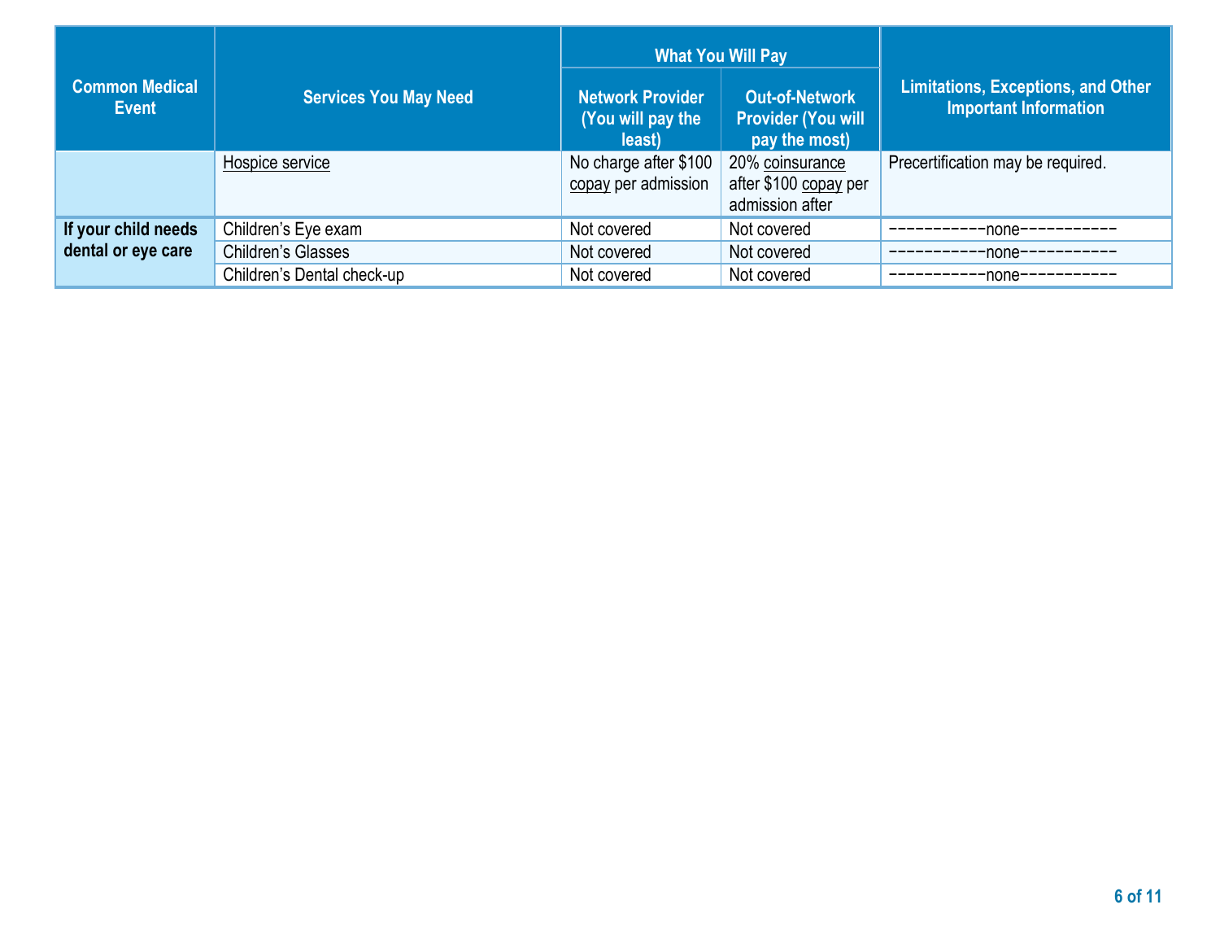| Common Medical Event | Services You May Need | What You Will Pay | | Limitations, Exceptions, and Other Important Information |
|---|---|---|---|---|
| | | Network Provider (You will pay the least) | Out-of-Network Provider (You will pay the most) | |
| | Hospice service | No charge after $100 copay per admission | 20% coinsurance after $100 copay per admission after | Precertification may be required. |
| **If your child needs dental or eye care** | Children's Eye exam | Not covered | Not covered | -----------none----------- |
| | Children's Glasses | Not covered | Not covered | -----------none----------- |
| | Children's Dental check-up | Not covered | Not covered | -----------none----------- |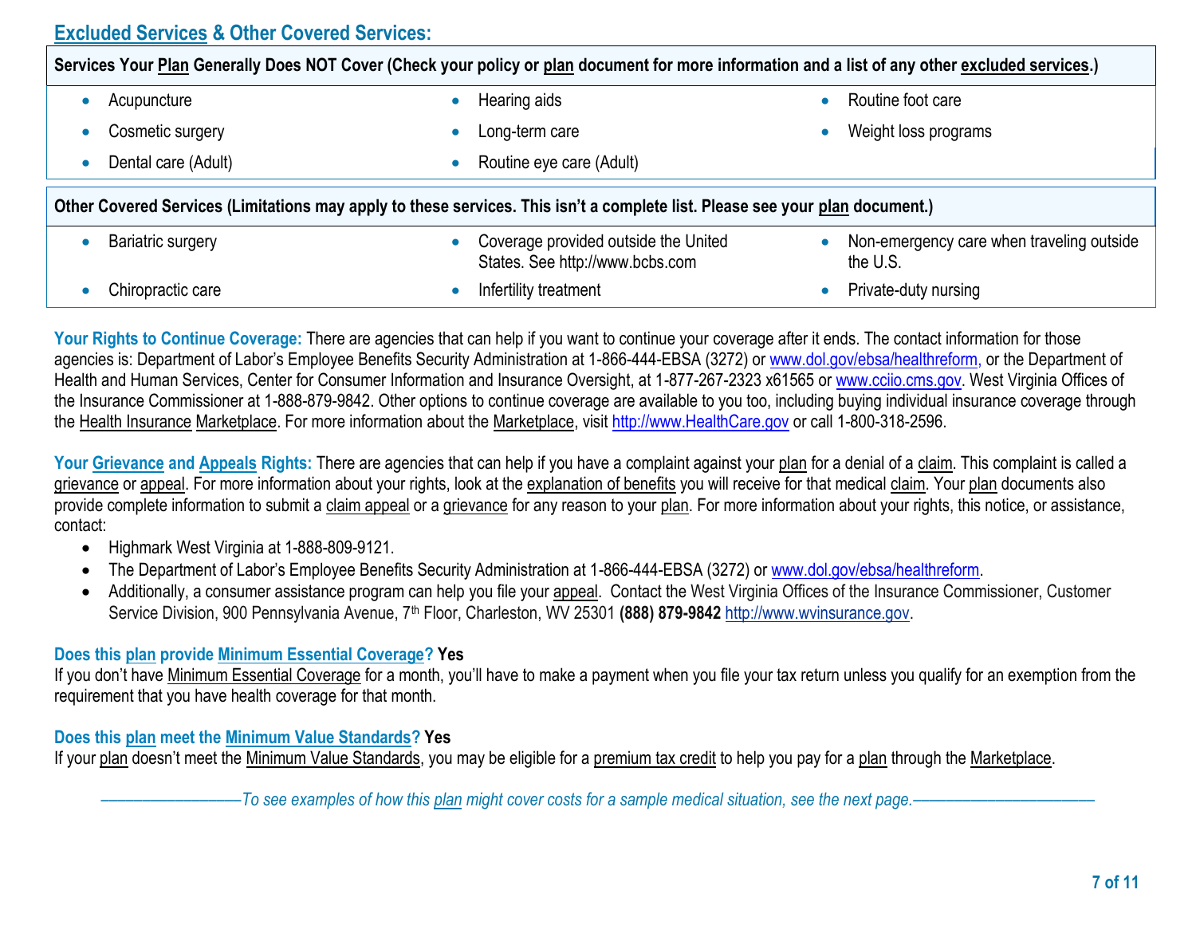## Excluded Services & Other Covered Services:

| Services Your Plan Generally Does NOT Cover (Check your policy or plan document for more information and a list of any other excluded services.) | | |
|---|---|---|
| • Acupuncture | • Hearing aids | • Routine foot care |
| • Cosmetic surgery | • Long-term care | • Weight loss programs |
| • Dental care (Adult) | • Routine eye care (Adult) | |

| Other Covered Services (Limitations may apply to these services. This isn't a complete list. Please see your plan document.) | | |
|---|---|---|
| • Bariatric surgery | • Coverage provided outside the United States. See http://www.bcbs.com | • Non-emergency care when traveling outside the U.S. |
| • Chiropractic care | • Infertility treatment | • Private-duty nursing |

**Your Rights to Continue Coverage:** There are agencies that can help if you want to continue your coverage after it ends. The contact information for those agencies is: Department of Labor's Employee Benefits Security Administration at 1-866-444-EBSA (3272) or www.dol.gov/ebsa/healthreform, or the Department of Health and Human Services, Center for Consumer Information and Insurance Oversight, at 1-877-267-2323 x61565 or www.cciio.cms.gov. West Virginia Offices of the Insurance Commissioner at 1-888-879-9842. Other options to continue coverage are available to you too, including buying individual insurance coverage through the Health Insurance Marketplace. For more information about the Marketplace, visit http://www.HealthCare.gov or call 1-800-318-2596.

**Your Grievance and Appeals Rights:** There are agencies that can help if you have a complaint against your plan for a denial of a claim. This complaint is called a grievance or appeal. For more information about your rights, look at the explanation of benefits you will receive for that medical claim. Your plan documents also provide complete information to submit a claim appeal or a grievance for any reason to your plan. For more information about your rights, this notice, or assistance, contact:

- Highmark West Virginia at 1-888-809-9121.
- The Department of Labor's Employee Benefits Security Administration at 1-866-444-EBSA (3272) or www.dol.gov/ebsa/healthreform.
- Additionally, a consumer assistance program can help you file your appeal. Contact the West Virginia Offices of the Insurance Commissioner, Customer Service Division, 900 Pennsylvania Avenue, 7th Floor, Charleston, WV 25301 **(888) 879-9842** http://www.wvinsurance.gov.

**Does this plan provide Minimum Essential Coverage? Yes**

If you don't have Minimum Essential Coverage for a month, you'll have to make a payment when you file your tax return unless you qualify for an exemption from the requirement that you have health coverage for that month.

**Does this plan meet the Minimum Value Standards? Yes**

If your plan doesn't meet the Minimum Value Standards, you may be eligible for a premium tax credit to help you pay for a plan through the Marketplace.

*To see examples of how this plan might cover costs for a sample medical situation, see the next page.*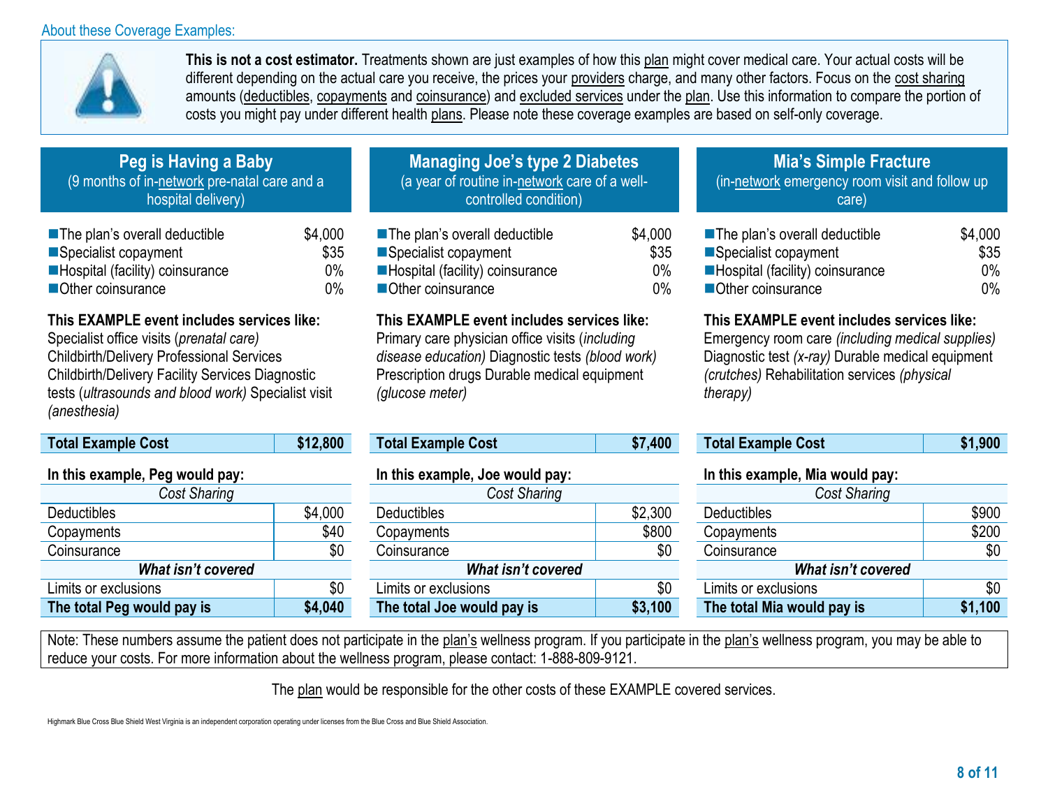About these Coverage Examples:

**This is not a cost estimator.** Treatments shown are just examples of how this plan might cover medical care. Your actual costs will be different depending on the actual care you receive, the prices your providers charge, and many other factors. Focus on the cost sharing amounts (deductibles, copayments and coinsurance) and excluded services under the plan. Use this information to compare the portion of costs you might pay under different health plans. Please note these coverage examples are based on self-only coverage.

## Peg is Having a Baby

(9 months of in-network pre-natal care and a hospital delivery)

- The plan's overall deductible $4,000
- Specialist copayment $35
- Hospital (facility) coinsurance 0%
- Other coinsurance 0%

**This EXAMPLE event includes services like:**
Specialist office visits (*prenatal care)*
Childbirth/Delivery Professional Services
Childbirth/Delivery Facility Services Diagnostic tests (*ultrasounds and blood work)* Specialist visit *(anesthesia)*

| **Total Example Cost** | **$12,800** |
|---|---|
| **In this example, Peg would pay:** | |
| *Cost Sharing* | |
| Deductibles | $4,000 |
| Copayments | $40 |
| Coinsurance | $0 |
| ***What isn't covered*** | |
| Limits or exclusions | $0 |
| **The total Peg would pay is** | **$4,040** |

## Managing Joe's type 2 Diabetes

(a year of routine in-network care of a well-controlled condition)

- The plan's overall deductible $4,000
- Specialist copayment $35
- Hospital (facility) coinsurance 0%
- Other coinsurance 0%

**This EXAMPLE event includes services like:**
Primary care physician office visits (*including disease education)* Diagnostic tests *(blood work)* Prescription drugs Durable medical equipment *(glucose meter)*

| **Total Example Cost** | **$7,400** |
|---|---|
| **In this example, Joe would pay:** | |
| *Cost Sharing* | |
| Deductibles | $2,300 |
| Copayments | $800 |
| Coinsurance | $0 |
| ***What isn't covered*** | |
| Limits or exclusions | $0 |
| **The total Joe would pay is** | **$3,100** |

## Mia's Simple Fracture

(in-network emergency room visit and follow up care)

- The plan's overall deductible $4,000
- Specialist copayment $35
- Hospital (facility) coinsurance 0%
- Other coinsurance 0%

**This EXAMPLE event includes services like:**
Emergency room care *(including medical supplies)* Diagnostic test *(x-ray)* Durable medical equipment *(crutches)* Rehabilitation services *(physical therapy)*

| **Total Example Cost** | **$1,900** |
|---|---|
| **In this example, Mia would pay:** | |
| *Cost Sharing* | |
| Deductibles | $900 |
| Copayments | $200 |
| Coinsurance | $0 |
| ***What isn't covered*** | |
| Limits or exclusions | $0 |
| **The total Mia would pay is** | **$1,100** |

Note: These numbers assume the patient does not participate in the plan's wellness program. If you participate in the plan's wellness program, you may be able to reduce your costs. For more information about the wellness program, please contact: 1-888-809-9121.

The plan would be responsible for the other costs of these EXAMPLE covered services.

Highmark Blue Cross Blue Shield West Virginia is an independent corporation operating under licenses from the Blue Cross and Blue Shield Association.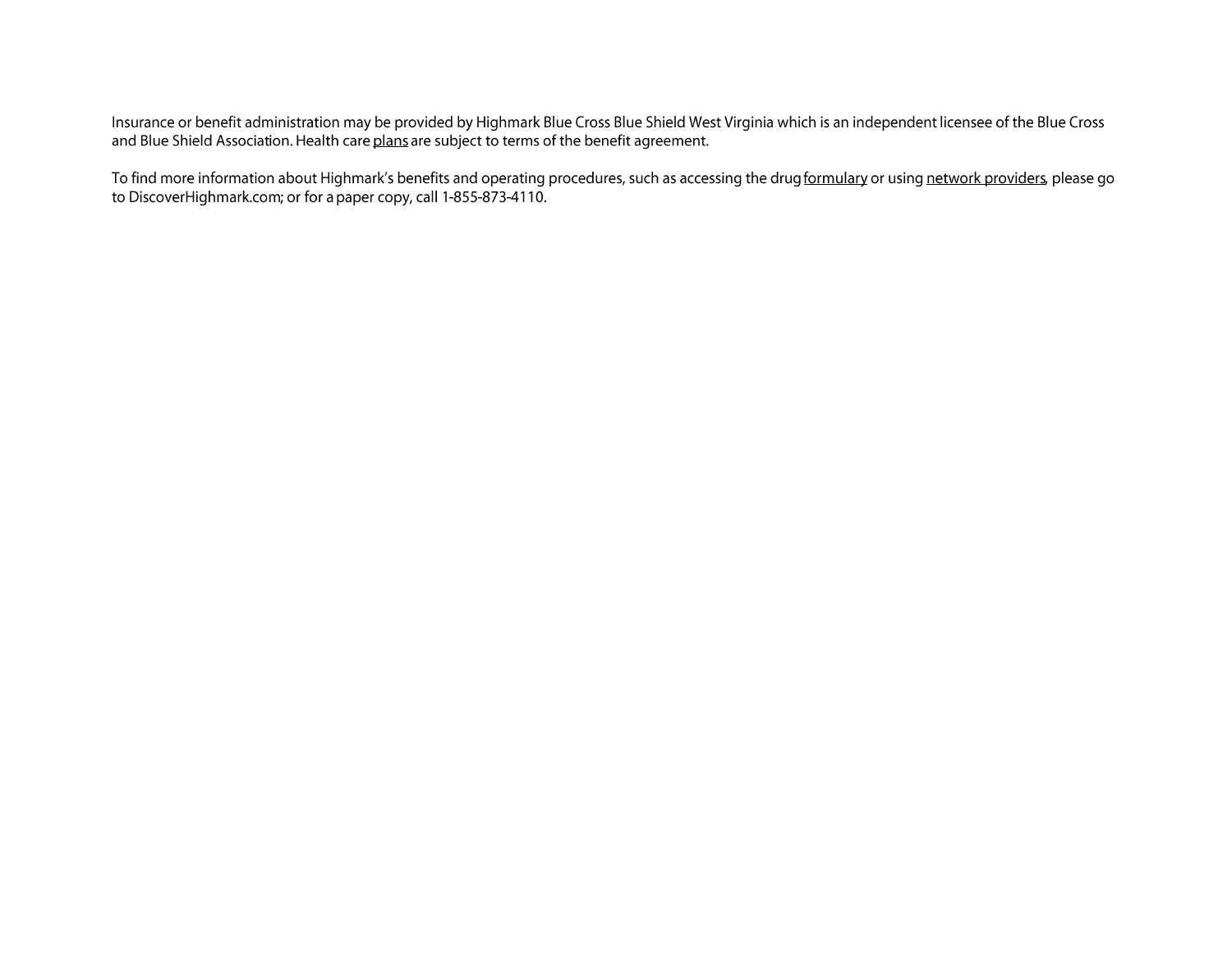Insurance or benefit administration may be provided by Highmark Blue Cross Blue Shield West Virginia which is an independent licensee of the Blue Cross and Blue Shield Association. Health care plans are subject to terms of the benefit agreement.

To find more information about Highmark's benefits and operating procedures, such as accessing the drug formulary or using network providers, please go to DiscoverHighmark.com; or for a paper copy, call 1-855-873-4110.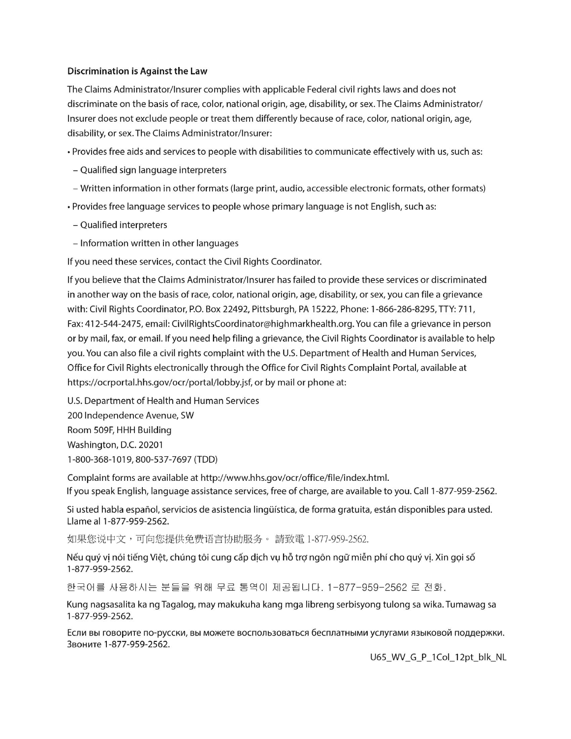## Discrimination is Against the Law

The Claims Administrator/Insurer complies with applicable Federal civil rights laws and does not discriminate on the basis of race, color, national origin, age, disability, or sex. The Claims Administrator/Insurer does not exclude people or treat them differently because of race, color, national origin, age, disability, or sex. The Claims Administrator/Insurer:

- Provides free aids and services to people with disabilities to communicate effectively with us, such as:
  - Qualified sign language interpreters
  - Written information in other formats (large print, audio, accessible electronic formats, other formats)
- Provides free language services to people whose primary language is not English, such as:
  - Qualified interpreters
  - Information written in other languages

If you need these services, contact the Civil Rights Coordinator.

If you believe that the Claims Administrator/Insurer has failed to provide these services or discriminated in another way on the basis of race, color, national origin, age, disability, or sex, you can file a grievance with: Civil Rights Coordinator, P.O. Box 22492, Pittsburgh, PA 15222, Phone: 1-866-286-8295, TTY: 711, Fax: 412-544-2475, email: CivilRightsCoordinator@highmarkhealth.org. You can file a grievance in person or by mail, fax, or email. If you need help filing a grievance, the Civil Rights Coordinator is available to help you. You can also file a civil rights complaint with the U.S. Department of Health and Human Services, Office for Civil Rights electronically through the Office for Civil Rights Complaint Portal, available at https://ocrportal.hhs.gov/ocr/portal/lobby.jsf, or by mail or phone at:

U.S. Department of Health and Human Services
200 Independence Avenue, SW
Room 509F, HHH Building
Washington, D.C. 20201
1-800-368-1019, 800-537-7697 (TDD)

Complaint forms are available at http://www.hhs.gov/ocr/office/file/index.html.
If you speak English, language assistance services, free of charge, are available to you. Call 1-877-959-2562.

Si usted habla español, servicios de asistencia lingüística, de forma gratuita, están disponibles para usted. Llame al 1-877-959-2562.

如果您说中文，可向您提供免费语言协助服务。 請致電 1-877-959-2562.

Nếu quý vị nói tiếng Việt, chúng tôi cung cấp dịch vụ hỗ trợ ngôn ngữ miễn phí cho quý vị. Xin gọi số 1-877-959-2562.

한국어를 사용하시는 분들을 위해 무료 통역이 제공됩니다. 1-877-959-2562 로 전화.

Kung nagsasalita ka ng Tagalog, may makukuha kang mga libreng serbisyong tulong sa wika. Tumawag sa 1-877-959-2562.

Если вы говорите по-русски, вы можете воспользоваться бесплатными услугами языковой поддержки. Звоните 1-877-959-2562.

U65_WV_G_P_1Col_12pt_blk_NL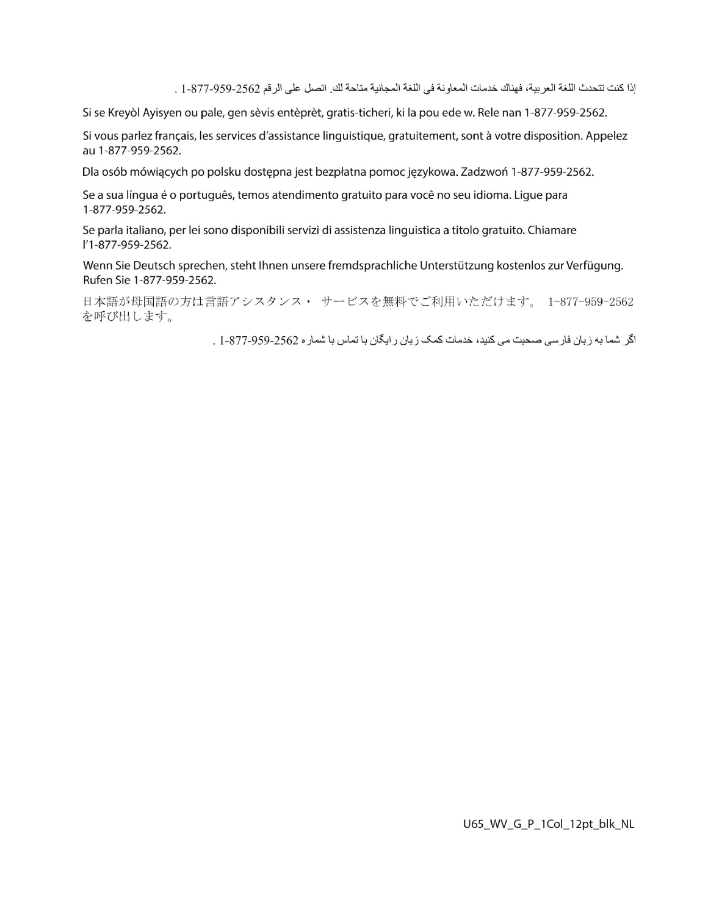إذا كنت تتحدث اللغة العربية، فهناك خدمات المعاونة في اللغة المجانية متاحة لك. اتصل على الرقم 1-877-959-2562 .

Si se Kreyòl Ayisyen ou pale, gen sèvis entèprèt, gratis-ticheri, ki la pou ede w. Rele nan 1-877-959-2562.

Si vous parlez français, les services d'assistance linguistique, gratuitement, sont à votre disposition. Appelez au 1-877-959-2562.

Dla osób mówiących po polsku dostępna jest bezpłatna pomoc językowa. Zadzwoń 1-877-959-2562.

Se a sua língua é o português, temos atendimento gratuito para você no seu idioma. Ligue para 1-877-959-2562.

Se parla italiano, per lei sono disponibili servizi di assistenza linguistica a titolo gratuito. Chiamare l'1-877-959-2562.

Wenn Sie Deutsch sprechen, steht Ihnen unsere fremdsprachliche Unterstützung kostenlos zur Verfügung. Rufen Sie 1-877-959-2562.

日本語が母国語の方は言語アシスタンス・ サービスを無料でご利用いただけます。 1-877-959-2562 を呼び出します。

اگر شما به زبان فارسی صحبت می کنید، خدمات کمک زبان رایگان با تماس با شماره 1-877-959-2562 .

U65_WV_G_P_1Col_12pt_blk_NL